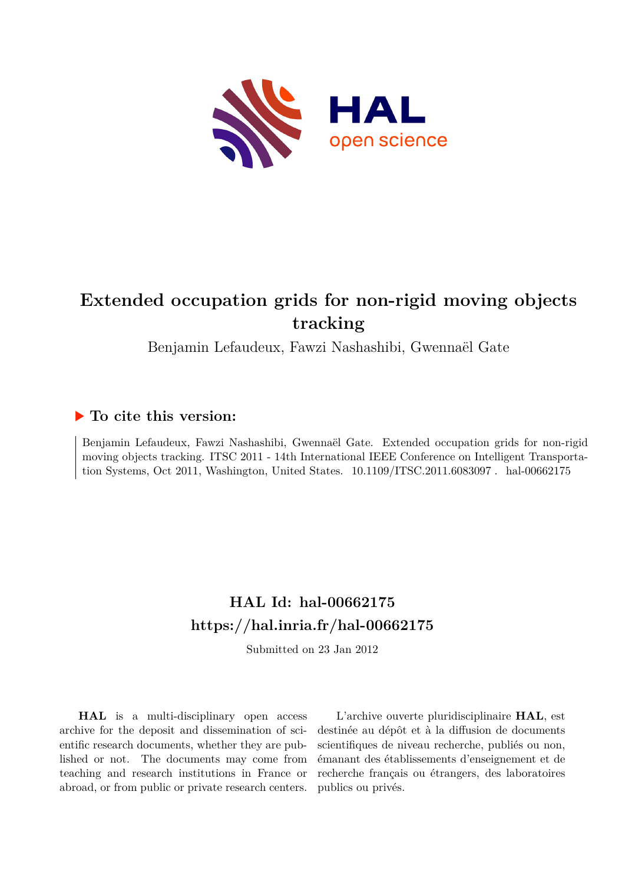# Extended occupation grids for non-rigid moving objects tracking

Benjamin Lefaudeux, Fawzi Nashashibi, Gwennaël Gate

## ▶ To cite this version:

Benjamin Lefaudeux, Fawzi Nashashibi, Gwennaël Gate. Extended occupation grids for non-rigid moving objects tracking. ITSC 2011 - 14th International IEEE Conference on Intelligent Transportation Systems, Oct 2011, Washington, United States. 10.1109/ITSC.2011.6083097 . hal-00662175

## HAL Id: hal-00662175
## https://hal.inria.fr/hal-00662175

Submitted on 23 Jan 2012

**HAL** is a multi-disciplinary open access archive for the deposit and dissemination of scientific research documents, whether they are published or not. The documents may come from teaching and research institutions in France or abroad, or from public or private research centers.

L'archive ouverte pluridisciplinaire **HAL**, est destinée au dépôt et à la diffusion de documents scientifiques de niveau recherche, publiés ou non, émanant des établissements d'enseignement et de recherche français ou étrangers, des laboratoires publics ou privés.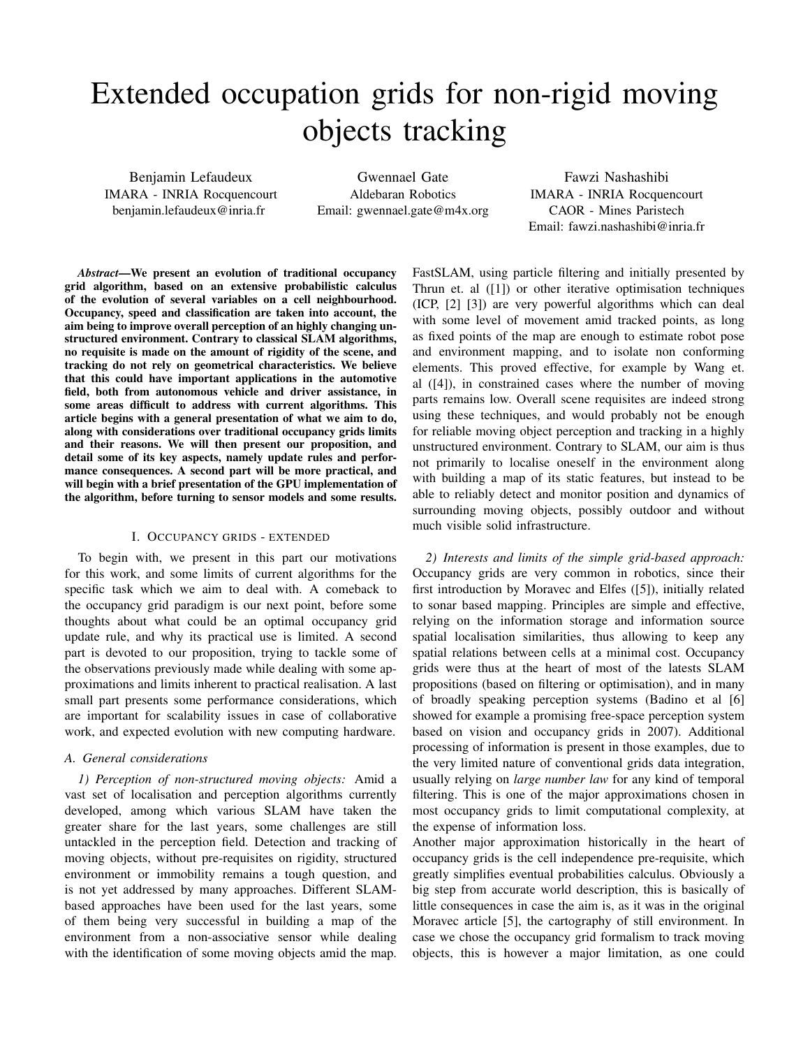# Extended occupation grids for non-rigid moving objects tracking

Benjamin Lefaudeux
IMARA - INRIA Rocquencourt
benjamin.lefaudeux@inria.fr

Gwennael Gate
Aldebaran Robotics
Email: gwennael.gate@m4x.org

Fawzi Nashashibi
IMARA - INRIA Rocquencourt
CAOR - Mines Paristech
Email: fawzi.nashashibi@inria.fr

***Abstract*—We present an evolution of traditional occupancy grid algorithm, based on an extensive probabilistic calculus of the evolution of several variables on a cell neighbourhood. Occupancy, speed and classification are taken into account, the aim being to improve overall perception of an highly changing unstructured environment. Contrary to classical SLAM algorithms, no requisite is made on the amount of rigidity of the scene, and tracking do not rely on geometrical characteristics. We believe that this could have important applications in the automotive field, both from autonomous vehicle and driver assistance, in some areas difficult to address with current algorithms. This article begins with a general presentation of what we aim to do, along with considerations over traditional occupancy grids limits and their reasons. We will then present our proposition, and detail some of its key aspects, namely update rules and performance consequences. A second part will be more practical, and will begin with a brief presentation of the GPU implementation of the algorithm, before turning to sensor models and some results.**

## I. Occupancy grids - extended

To begin with, we present in this part our motivations for this work, and some limits of current algorithms for the specific task which we aim to deal with. A comeback to the occupancy grid paradigm is our next point, before some thoughts about what could be an optimal occupancy grid update rule, and why its practical use is limited. A second part is devoted to our proposition, trying to tackle some of the observations previously made while dealing with some approximations and limits inherent to practical realisation. A last small part presents some performance considerations, which are important for scalability issues in case of collaborative work, and expected evolution with new computing hardware.

### A. General considerations

*1) Perception of non-structured moving objects:* Amid a vast set of localisation and perception algorithms currently developed, among which various SLAM have taken the greater share for the last years, some challenges are still untackled in the perception field. Detection and tracking of moving objects, without pre-requisites on rigidity, structured environment or immobility remains a tough question, and is not yet addressed by many approaches. Different SLAM-based approaches have been used for the last years, some of them being very successful in building a map of the environment from a non-associative sensor while dealing with the identification of some moving objects amid the map. FastSLAM, using particle filtering and initially presented by Thrun et. al ([1]) or other iterative optimisation techniques (ICP, [2] [3]) are very powerful algorithms which can deal with some level of movement amid tracked points, as long as fixed points of the map are enough to estimate robot pose and environment mapping, and to isolate non conforming elements. This proved effective, for example by Wang et. al ([4]), in constrained cases where the number of moving parts remains low. Overall scene requisites are indeed strong using these techniques, and would probably not be enough for reliable moving object perception and tracking in a highly unstructured environment. Contrary to SLAM, our aim is thus not primarily to localise oneself in the environment along with building a map of its static features, but instead to be able to reliably detect and monitor position and dynamics of surrounding moving objects, possibly outdoor and without much visible solid infrastructure.

*2) Interests and limits of the simple grid-based approach:* Occupancy grids are very common in robotics, since their first introduction by Moravec and Elfes ([5]), initially related to sonar based mapping. Principles are simple and effective, relying on the information storage and information source spatial localisation similarities, thus allowing to keep any spatial relations between cells at a minimal cost. Occupancy grids were thus at the heart of most of the latests SLAM propositions (based on filtering or optimisation), and in many of broadly speaking perception systems (Badino et al [6] showed for example a promising free-space perception system based on vision and occupancy grids in 2007). Additional processing of information is present in those examples, due to the very limited nature of conventional grids data integration, usually relying on *large number law* for any kind of temporal filtering. This is one of the major approximations chosen in most occupancy grids to limit computational complexity, at the expense of information loss.
Another major approximation historically in the heart of occupancy grids is the cell independence pre-requisite, which greatly simplifies eventual probabilities calculus. Obviously a big step from accurate world description, this is basically of little consequences in case the aim is, as it was in the original Moravec article [5], the cartography of still environment. In case we chose the occupancy grid formalism to track moving objects, this is however a major limitation, as one could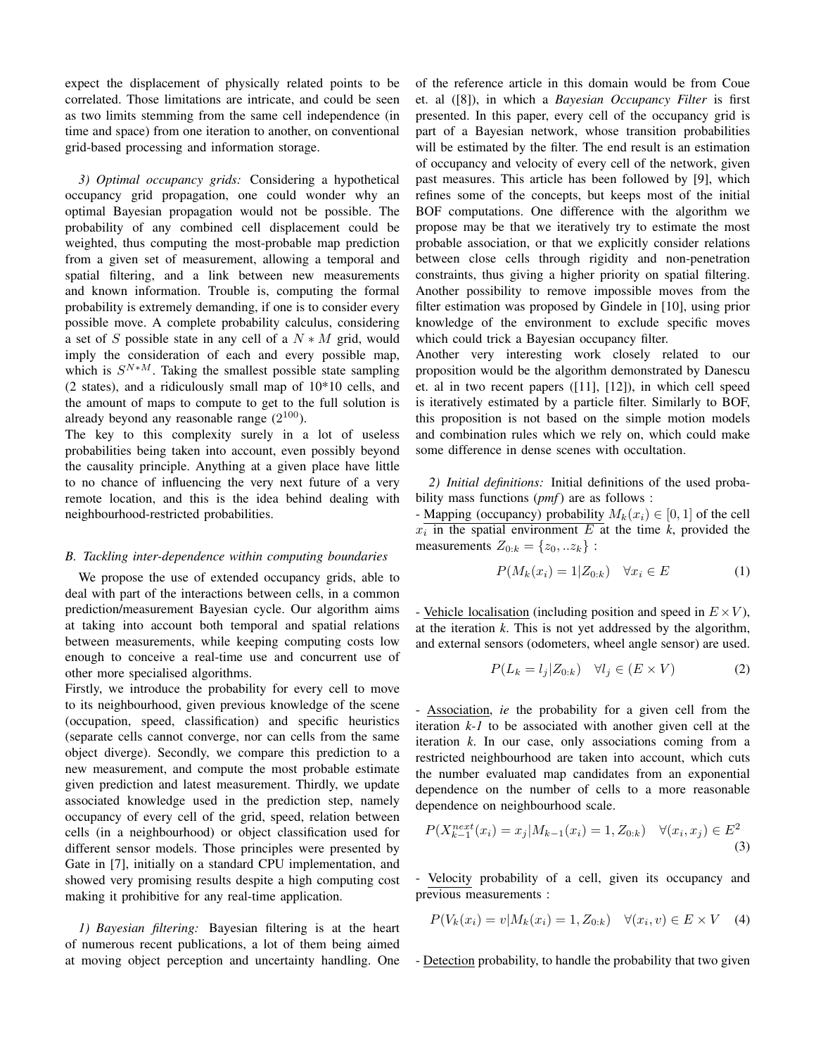expect the displacement of physically related points to be correlated. Those limitations are intricate, and could be seen as two limits stemming from the same cell independence (in time and space) from one iteration to another, on conventional grid-based processing and information storage.

*3) Optimal occupancy grids:* Considering a hypothetical occupancy grid propagation, one could wonder why an optimal Bayesian propagation would not be possible. The probability of any combined cell displacement could be weighted, thus computing the most-probable map prediction from a given set of measurement, allowing a temporal and spatial filtering, and a link between new measurements and known information. Trouble is, computing the formal probability is extremely demanding, if one is to consider every possible move. A complete probability calculus, considering a set of $S$ possible state in any cell of a $N * M$ grid, would imply the consideration of each and every possible map, which is $S^{N*M}$. Taking the smallest possible state sampling (2 states), and a ridiculously small map of 10*10 cells, and the amount of maps to compute to get to the full solution is already beyond any reasonable range ($2^{100}$).

The key to this complexity surely in a lot of useless probabilities being taken into account, even possibly beyond the causality principle. Anything at a given place have little to no chance of influencing the very next future of a very remote location, and this is the idea behind dealing with neighbourhood-restricted probabilities.

### B. Tackling inter-dependence within computing boundaries

We propose the use of extended occupancy grids, able to deal with part of the interactions between cells, in a common prediction/measurement Bayesian cycle. Our algorithm aims at taking into account both temporal and spatial relations between measurements, while keeping computing costs low enough to conceive a real-time use and concurrent use of other more specialised algorithms.

Firstly, we introduce the probability for every cell to move to its neighbourhood, given previous knowledge of the scene (occupation, speed, classification) and specific heuristics (separate cells cannot converge, nor can cells from the same object diverge). Secondly, we compare this prediction to a new measurement, and compute the most probable estimate given prediction and latest measurement. Thirdly, we update associated knowledge used in the prediction step, namely occupancy of every cell of the grid, speed, relation between cells (in a neighbourhood) or object classification used for different sensor models. Those principles were presented by Gate in [7], initially on a standard CPU implementation, and showed very promising results despite a high computing cost making it prohibitive for any real-time application.

*1) Bayesian filtering:* Bayesian filtering is at the heart of numerous recent publications, a lot of them being aimed at moving object perception and uncertainty handling. One of the reference article in this domain would be from Coue et. al ([8]), in which a *Bayesian Occupancy Filter* is first presented. In this paper, every cell of the occupancy grid is part of a Bayesian network, whose transition probabilities will be estimated by the filter. The end result is an estimation of occupancy and velocity of every cell of the network, given past measures. This article has been followed by [9], which refines some of the concepts, but keeps most of the initial BOF computations. One difference with the algorithm we propose may be that we iteratively try to estimate the most probable association, or that we explicitly consider relations between close cells through rigidity and non-penetration constraints, thus giving a higher priority on spatial filtering. Another possibility to remove impossible moves from the filter estimation was proposed by Gindele in [10], using prior knowledge of the environment to exclude specific moves which could trick a Bayesian occupancy filter.

Another very interesting work closely related to our proposition would be the algorithm demonstrated by Danescu et. al in two recent papers ([11], [12]), in which cell speed is iteratively estimated by a particle filter. Similarly to BOF, this proposition is not based on the simple motion models and combination rules which we rely on, which could make some difference in dense scenes with occultation.

*2) Initial definitions:* Initial definitions of the used probability mass functions (*pmf*) are as follows :

- Mapping (occupancy) probability $M_k(x_i) \in [0, 1]$ of the cell $x_i$ in the spatial environment $E$ at the time $k$, provided the measurements $Z_{0:k} = \{z_0, ..z_k\}$ :

$$P(M_k(x_i) = 1 | Z_{0:k}) \quad \forall x_i \in E \tag{1}$$

- Vehicle localisation (including position and speed in $E \times V$), at the iteration *k*. This is not yet addressed by the algorithm, and external sensors (odometers, wheel angle sensor) are used.

$$P(L_k = l_j | Z_{0:k}) \quad \forall l_j \in (E \times V) \tag{2}$$

- Association, *ie* the probability for a given cell from the iteration *k-1* to be associated with another given cell at the iteration *k*. In our case, only associations coming from a restricted neighbourhood are taken into account, which cuts the number evaluated map candidates from an exponential dependence on the number of cells to a more reasonable dependence on neighbourhood scale.

$$P(X_{k-1}^{next}(x_i) = x_j | M_{k-1}(x_i) = 1, Z_{0:k}) \quad \forall (x_i, x_j) \in E^2 \tag{3}$$

- Velocity probability of a cell, given its occupancy and previous measurements :

$$P(V_k(x_i) = v | M_k(x_i) = 1, Z_{0:k}) \quad \forall (x_i, v) \in E \times V \tag{4}$$

- Detection probability, to handle the probability that two given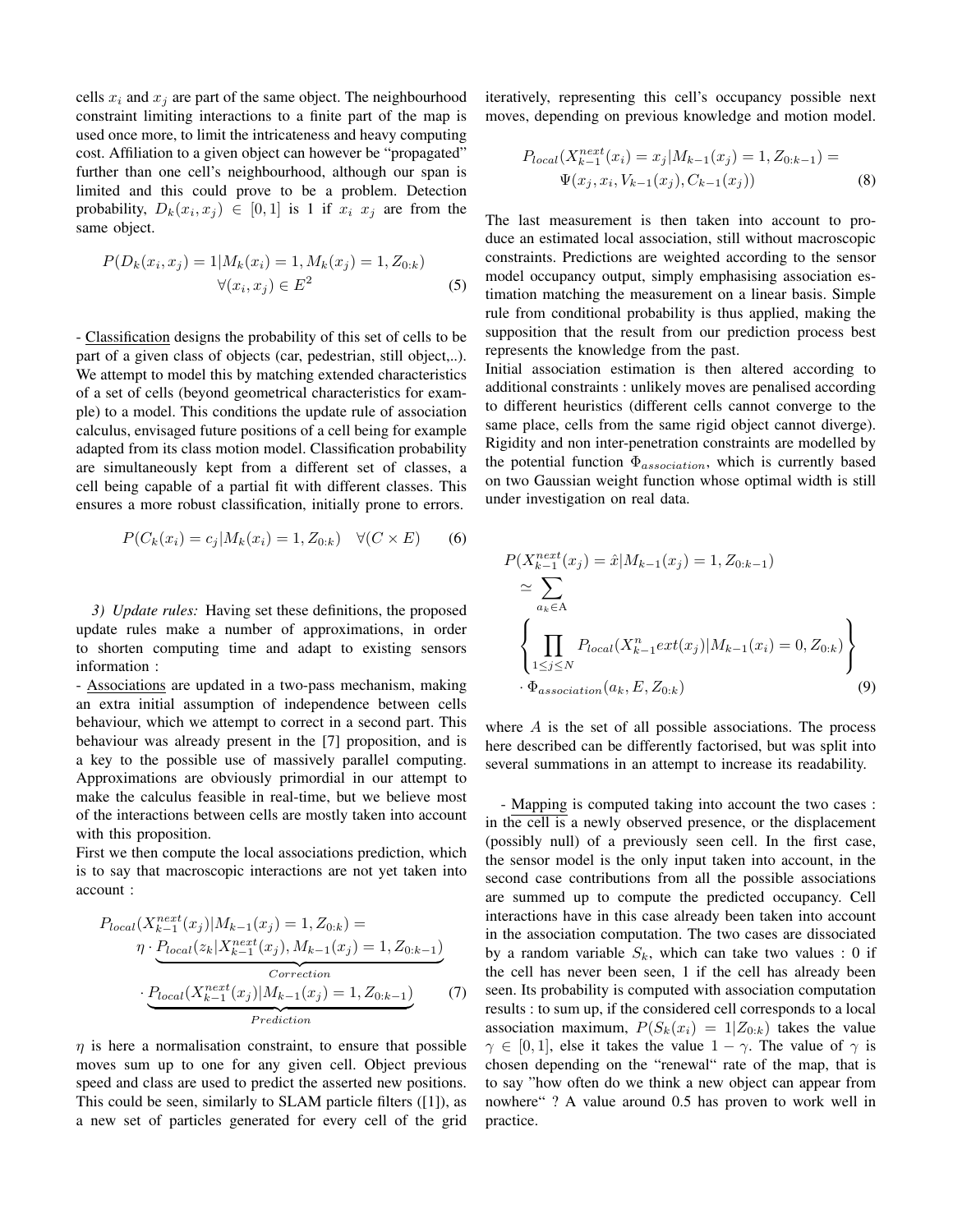cells $x_i$ and $x_j$ are part of the same object. The neighbourhood constraint limiting interactions to a finite part of the map is used once more, to limit the intricateness and heavy computing cost. Affiliation to a given object can however be "propagated" further than one cell's neighbourhood, although our span is limited and this could prove to be a problem. Detection probability, $D_k(x_i, x_j) \in [0, 1]$ is 1 if $x_i$ $x_j$ are from the same object.

$$P(D_k(x_i, x_j) = 1 | M_k(x_i) = 1, M_k(x_j) = 1, Z_{0:k}) \quad \forall (x_i, x_j) \in E^2 \tag{5}$$

- <u>Classification</u> designs the probability of this set of cells to be part of a given class of objects (car, pedestrian, still object,..). We attempt to model this by matching extended characteristics of a set of cells (beyond geometrical characteristics for example) to a model. This conditions the update rule of association calculus, envisaged future positions of a cell being for example adapted from its class motion model. Classification probability are simultaneously kept from a different set of classes, a cell being capable of a partial fit with different classes. This ensures a more robust classification, initially prone to errors.

$$P(C_k(x_i) = c_j | M_k(x_i) = 1, Z_{0:k}) \quad \forall (C \times E) \tag{6}$$

*3) Update rules:* Having set these definitions, the proposed update rules make a number of approximations, in order to shorten computing time and adapt to existing sensors information :

- <u>Associations</u> are updated in a two-pass mechanism, making an extra initial assumption of independence between cells behaviour, which we attempt to correct in a second part. This behaviour was already present in the [7] proposition, and is a key to the possible use of massively parallel computing. Approximations are obviously primordial in our attempt to make the calculus feasible in real-time, but we believe most of the interactions between cells are mostly taken into account with this proposition.

First we then compute the local associations prediction, which is to say that macroscopic interactions are not yet taken into account :

$$\begin{aligned} P_{local}(X^{next}_{k-1}(x_j) | M_{k-1}(x_j) = 1, Z_{0:k}) = \\ \eta \cdot \underbrace{P_{local}(z_k | X^{next}_{k-1}(x_j), M_{k-1}(x_j) = 1, Z_{0:k-1})}_{Correction} \\ \cdot \underbrace{P_{local}(X^{next}_{k-1}(x_j) | M_{k-1}(x_j) = 1, Z_{0:k-1})}_{Prediction} \end{aligned} \tag{7}$$

$\eta$ is here a normalisation constraint, to ensure that possible moves sum up to one for any given cell. Object previous speed and class are used to predict the asserted new positions. This could be seen, similarly to SLAM particle filters ([1]), as a new set of particles generated for every cell of the grid iteratively, representing this cell's occupancy possible next moves, depending on previous knowledge and motion model.

$$\begin{aligned} P_{local}(X^{next}_{k-1}(x_i) = x_j | M_{k-1}(x_j) = 1, Z_{0:k-1}) = \\ \Psi(x_j, x_i, V_{k-1}(x_j), C_{k-1}(x_j)) \end{aligned} \tag{8}$$

The last measurement is then taken into account to produce an estimated local association, still without macroscopic constraints. Predictions are weighted according to the sensor model occupancy output, simply emphasising association estimation matching the measurement on a linear basis. Simple rule from conditional probability is thus applied, making the supposition that the result from our prediction process best represents the knowledge from the past.

Initial association estimation is then altered according to additional constraints : unlikely moves are penalised according to different heuristics (different cells cannot converge to the same place, cells from the same rigid object cannot diverge). Rigidity and non inter-penetration constraints are modelled by the potential function $\Phi_{association}$, which is currently based on two Gaussian weight function whose optimal width is still under investigation on real data.

$$\begin{aligned} & P(X^{next}_{k-1}(x_j) = \hat{x} | M_{k-1}(x_j) = 1, Z_{0:k-1}) \\ & \simeq \sum_{a_k \in \mathrm{A}} \\ & \left\{ \prod_{1 \leq j \leq N} P_{local}(X^{n}_{k-1}ext(x_j) | M_{k-1}(x_i) = 0, Z_{0:k}) \right\} \\ & \cdot \Phi_{association}(a_k, E, Z_{0:k}) \end{aligned} \tag{9}$$

where $A$ is the set of all possible associations. The process here described can be differently factorised, but was split into several summations in an attempt to increase its readability.

- <u>Mapping</u> is computed taking into account the two cases : in the cell is a newly observed presence, or the displacement (possibly null) of a previously seen cell. In the first case, the sensor model is the only input taken into account, in the second case contributions from all the possible associations are summed up to compute the predicted occupancy. Cell interactions have in this case already been taken into account in the association computation. The two cases are dissociated by a random variable $S_k$, which can take two values : 0 if the cell has never been seen, 1 if the cell has already been seen. Its probability is computed with association computation results : to sum up, if the considered cell corresponds to a local association maximum, $P(S_k(x_i) = 1 | Z_{0:k})$ takes the value $\gamma \in [0, 1]$, else it takes the value $1 - \gamma$. The value of $\gamma$ is chosen depending on the "renewal" rate of the map, that is to say "how often do we think a new object can appear from nowhere" ? A value around 0.5 has proven to work well in practice.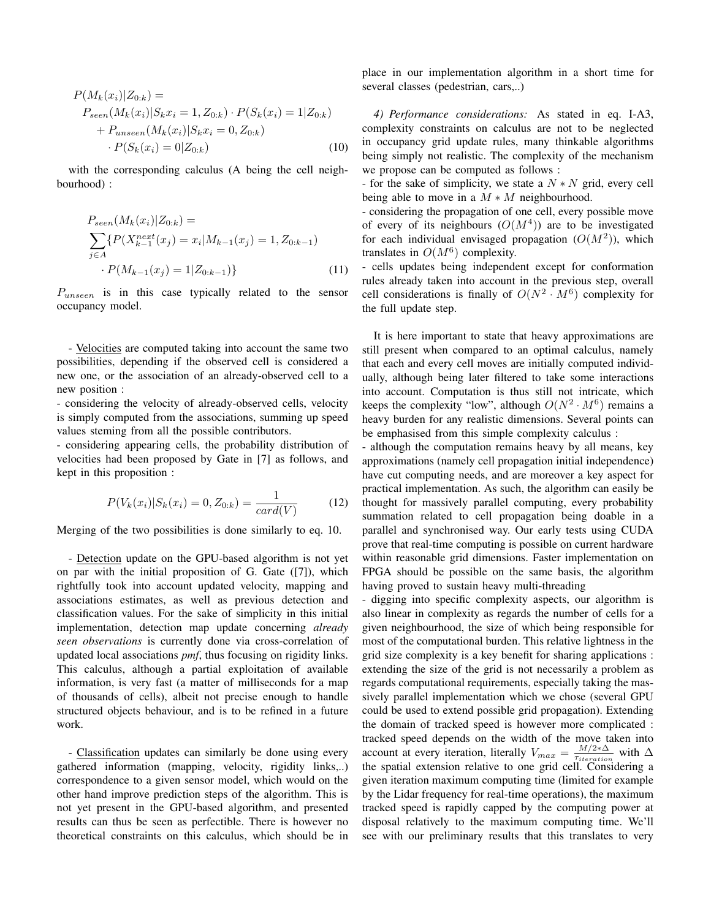$$
\begin{aligned}
P(M_k(x_i)|Z_{0:k}) = \\
P_{seen}(M_k(x_i)|S_k x_i = 1, Z_{0:k}) \cdot P(S_k(x_i) = 1|Z_{0:k}) \\
+ P_{unseen}(M_k(x_i)|S_k x_i = 0, Z_{0:k}) \\
\cdot P(S_k(x_i) = 0|Z_{0:k})
\end{aligned}
\tag{10}
$$

with the corresponding calculus (A being the cell neighbourhood) :

$$
\begin{aligned}
P_{seen}(M_k(x_i)|Z_{0:k}) = \\
\sum_{j \in A} \{ P(X^{next}_{k-1}(x_j) = x_i | M_{k-1}(x_j) = 1, Z_{0:k-1}) \\
\cdot P(M_{k-1}(x_j) = 1 | Z_{0:k-1}) \}
\end{aligned}
\tag{11}
$$

$P_{unseen}$ is in this case typically related to the sensor occupancy model.

- Velocities are computed taking into account the same two possibilities, depending if the observed cell is considered a new one, or the association of an already-observed cell to a new position :
- considering the velocity of already-observed cells, velocity is simply computed from the associations, summing up speed values steming from all the possible contributors.
- considering appearing cells, the probability distribution of velocities had been proposed by Gate in [7] as follows, and kept in this proposition :

$$
P(V_k(x_i)|S_k(x_i) = 0, Z_{0:k}) = \frac{1}{card(V)} \tag{12}
$$

Merging of the two possibilities is done similarly to eq. 10.

- Detection update on the GPU-based algorithm is not yet on par with the initial proposition of G. Gate ([7]), which rightfully took into account updated velocity, mapping and associations estimates, as well as previous detection and classification values. For the sake of simplicity in this initial implementation, detection map update concerning *already seen observations* is currently done via cross-correlation of updated local associations *pmf*, thus focusing on rigidity links. This calculus, although a partial exploitation of available information, is very fast (a matter of milliseconds for a map of thousands of cells), albeit not precise enough to handle structured objects behaviour, and is to be refined in a future work.

- Classification updates can similarly be done using every gathered information (mapping, velocity, rigidity links,..) correspondence to a given sensor model, which would on the other hand improve prediction steps of the algorithm. This is not yet present in the GPU-based algorithm, and presented results can thus be seen as perfectible. There is however no theoretical constraints on this calculus, which should be in place in our implementation algorithm in a short time for several classes (pedestrian, cars,..)

*4) Performance considerations:* As stated in eq. I-A3, complexity constraints on calculus are not to be neglected in occupancy grid update rules, many thinkable algorithms being simply not realistic. The complexity of the mechanism we propose can be computed as follows :
- for the sake of simplicity, we state a $N * N$ grid, every cell being able to move in a $M * M$ neighbourhood.
- considering the propagation of one cell, every possible move of every of its neighbours ($O(M^4)$) are to be investigated for each individual envisaged propagation ($O(M^2)$), which translates in $O(M^6)$ complexity.
- cells updates being independent except for conformation rules already taken into account in the previous step, overall cell considerations is finally of $O(N^2 \cdot M^6)$ complexity for the full update step.

It is here important to state that heavy approximations are still present when compared to an optimal calculus, namely that each and every cell moves are initially computed individually, although being later filtered to take some interactions into account. Computation is thus still not intricate, which keeps the complexity "low", although $O(N^2 \cdot M^6)$ remains a heavy burden for any realistic dimensions. Several points can be emphasised from this simple complexity calculus :
- although the computation remains heavy by all means, key approximations (namely cell propagation initial independence) have cut computing needs, and are moreover a key aspect for practical implementation. As such, the algorithm can easily be thought for massively parallel computing, every probability summation related to cell propagation being doable in a parallel and synchronised way. Our early tests using CUDA prove that real-time computing is possible on current hardware within reasonable grid dimensions. Faster implementation on FPGA should be possible on the same basis, the algorithm having proved to sustain heavy multi-threading
- digging into specific complexity aspects, our algorithm is also linear in complexity as regards the number of cells for a given neighbourhood, the size of which being responsible for most of the computational burden. This relative lightness in the grid size complexity is a key benefit for sharing applications : extending the size of the grid is not necessarily a problem as regards computational requirements, especially taking the massively parallel implementation which we chose (several GPU could be used to extend possible grid propagation). Extending the domain of tracked speed is however more complicated : tracked speed depends on the width of the move taken into account at every iteration, literally $V_{max} = \frac{M/2 * \Delta}{\tau_{iteration}}$ with $\Delta$ the spatial extension relative to one grid cell. Considering a given iteration maximum computing time (limited for example by the Lidar frequency for real-time operations), the maximum tracked speed is rapidly capped by the computing power at disposal relatively to the maximum computing time. We'll see with our preliminary results that this translates to very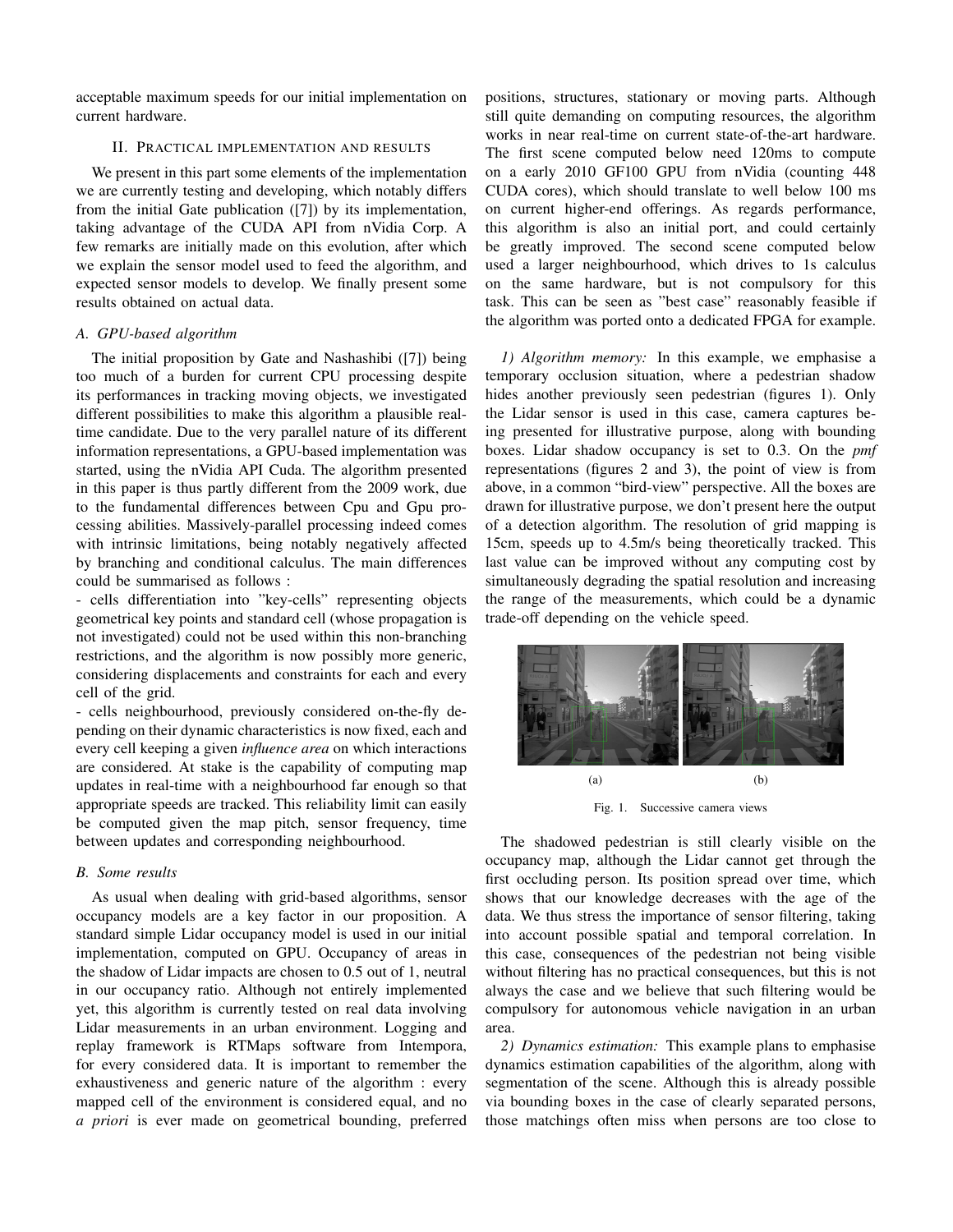acceptable maximum speeds for our initial implementation on current hardware.

## II. Practical implementation and results

We present in this part some elements of the implementation we are currently testing and developing, which notably differs from the initial Gate publication ([7]) by its implementation, taking advantage of the CUDA API from nVidia Corp. A few remarks are initially made on this evolution, after which we explain the sensor model used to feed the algorithm, and expected sensor models to develop. We finally present some results obtained on actual data.

### A. GPU-based algorithm

The initial proposition by Gate and Nashashibi ([7]) being too much of a burden for current CPU processing despite its performances in tracking moving objects, we investigated different possibilities to make this algorithm a plausible real-time candidate. Due to the very parallel nature of its different information representations, a GPU-based implementation was started, using the nVidia API Cuda. The algorithm presented in this paper is thus partly different from the 2009 work, due to the fundamental differences between Cpu and Gpu processing abilities. Massively-parallel processing indeed comes with intrinsic limitations, being notably negatively affected by branching and conditional calculus. The main differences could be summarised as follows :

- cells differentiation into "key-cells" representing objects geometrical key points and standard cell (whose propagation is not investigated) could not be used within this non-branching restrictions, and the algorithm is now possibly more generic, considering displacements and constraints for each and every cell of the grid.
- cells neighbourhood, previously considered on-the-fly depending on their dynamic characteristics is now fixed, each and every cell keeping a given *influence area* on which interactions are considered. At stake is the capability of computing map updates in real-time with a neighbourhood far enough so that appropriate speeds are tracked. This reliability limit can easily be computed given the map pitch, sensor frequency, time between updates and corresponding neighbourhood.

### B. Some results

As usual when dealing with grid-based algorithms, sensor occupancy models are a key factor in our proposition. A standard simple Lidar occupancy model is used in our initial implementation, computed on GPU. Occupancy of areas in the shadow of Lidar impacts are chosen to 0.5 out of 1, neutral in our occupancy ratio. Although not entirely implemented yet, this algorithm is currently tested on real data involving Lidar measurements in an urban environment. Logging and replay framework is RTMaps software from Intempora, for every considered data. It is important to remember the exhaustiveness and generic nature of the algorithm : every mapped cell of the environment is considered equal, and no *a priori* is ever made on geometrical bounding, preferred positions, structures, stationary or moving parts. Although still quite demanding on computing resources, the algorithm works in near real-time on current state-of-the-art hardware. The first scene computed below need 120ms to compute on a early 2010 GF100 GPU from nVidia (counting 448 CUDA cores), which should translate to well below 100 ms on current higher-end offerings. As regards performance, this algorithm is also an initial port, and could certainly be greatly improved. The second scene computed below used a larger neighbourhood, which drives to 1s calculus on the same hardware, but is not compulsory for this task. This can be seen as "best case" reasonably feasible if the algorithm was ported onto a dedicated FPGA for example.

*1) Algorithm memory:* In this example, we emphasise a temporary occlusion situation, where a pedestrian shadow hides another previously seen pedestrian (figures 1). Only the Lidar sensor is used in this case, camera captures being presented for illustrative purpose, along with bounding boxes. Lidar shadow occupancy is set to 0.3. On the *pmf* representations (figures 2 and 3), the point of view is from above, in a common "bird-view" perspective. All the boxes are drawn for illustrative purpose, we don't present here the output of a detection algorithm. The resolution of grid mapping is 15cm, speeds up to 4.5m/s being theoretically tracked. This last value can be improved without any computing cost by simultaneously degrading the spatial resolution and increasing the range of the measurements, which could be a dynamic trade-off depending on the vehicle speed.

(a) (b)

Fig. 1. Successive camera views

The shadowed pedestrian is still clearly visible on the occupancy map, although the Lidar cannot get through the first occluding person. Its position spread over time, which shows that our knowledge decreases with the age of the data. We thus stress the importance of sensor filtering, taking into account possible spatial and temporal correlation. In this case, consequences of the pedestrian not being visible without filtering has no practical consequences, but this is not always the case and we believe that such filtering would be compulsory for autonomous vehicle navigation in an urban area.

*2) Dynamics estimation:* This example plans to emphasise dynamics estimation capabilities of the algorithm, along with segmentation of the scene. Although this is already possible via bounding boxes in the case of clearly separated persons, those matchings often miss when persons are too close to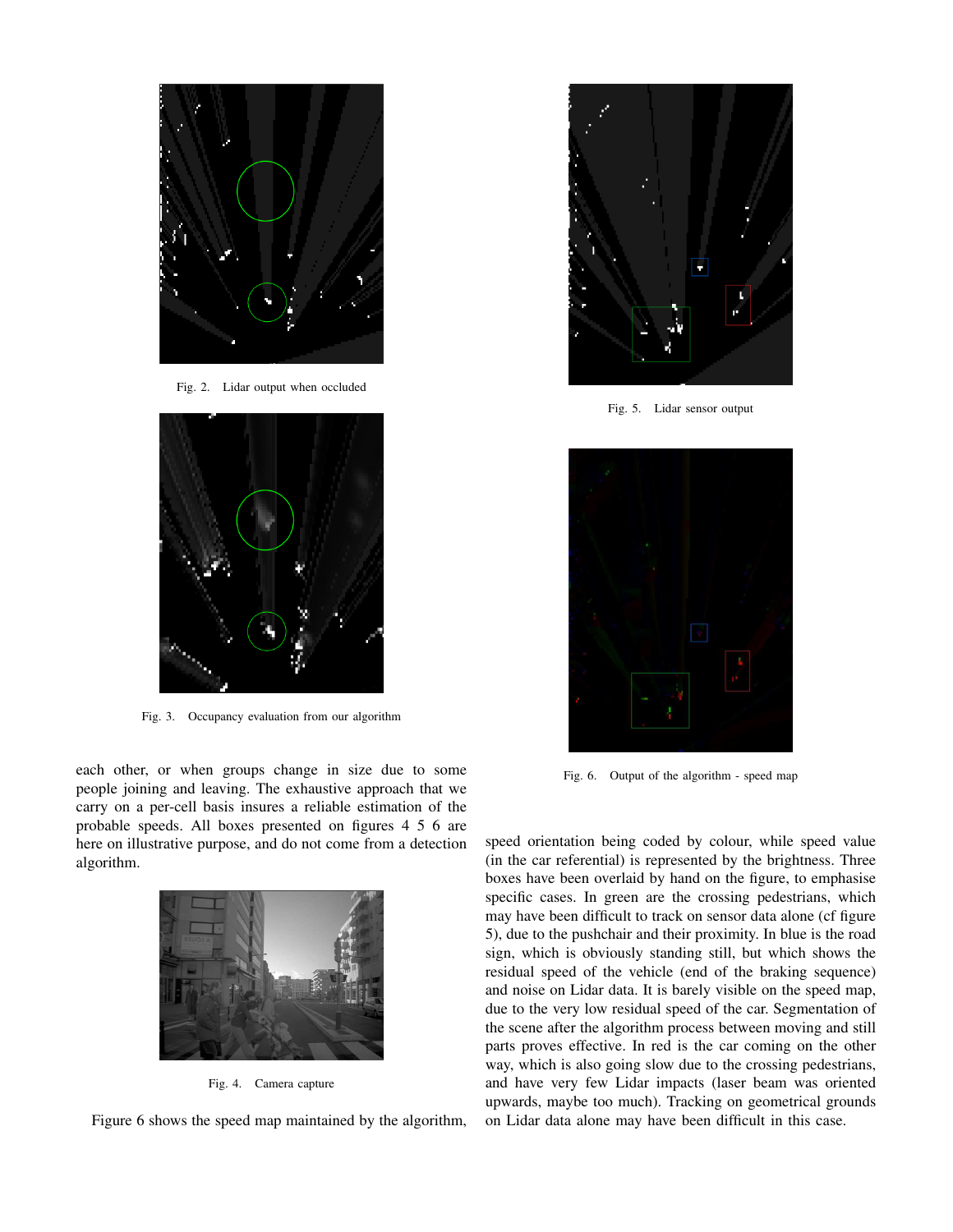Fig. 2. Lidar output when occluded

Fig. 3. Occupancy evaluation from our algorithm

each other, or when groups change in size due to some people joining and leaving. The exhaustive approach that we carry on a per-cell basis insures a reliable estimation of the probable speeds. All boxes presented on figures 4 5 6 are here on illustrative purpose, and do not come from a detection algorithm.

Fig. 4. Camera capture

Figure 6 shows the speed map maintained by the algorithm, speed orientation being coded by colour, while speed value (in the car referential) is represented by the brightness. Three boxes have been overlaid by hand on the figure, to emphasise specific cases. In green are the crossing pedestrians, which may have been difficult to track on sensor data alone (cf figure 5), due to the pushchair and their proximity. In blue is the road sign, which is obviously standing still, but which shows the residual speed of the vehicle (end of the braking sequence) and noise on Lidar data. It is barely visible on the speed map, due to the very low residual speed of the car. Segmentation of the scene after the algorithm process between moving and still parts proves effective. In red is the car coming on the other way, which is also going slow due to the crossing pedestrians, and have very few Lidar impacts (laser beam was oriented upwards, maybe too much). Tracking on geometrical grounds on Lidar data alone may have been difficult in this case.

Fig. 5. Lidar sensor output

Fig. 6. Output of the algorithm - speed map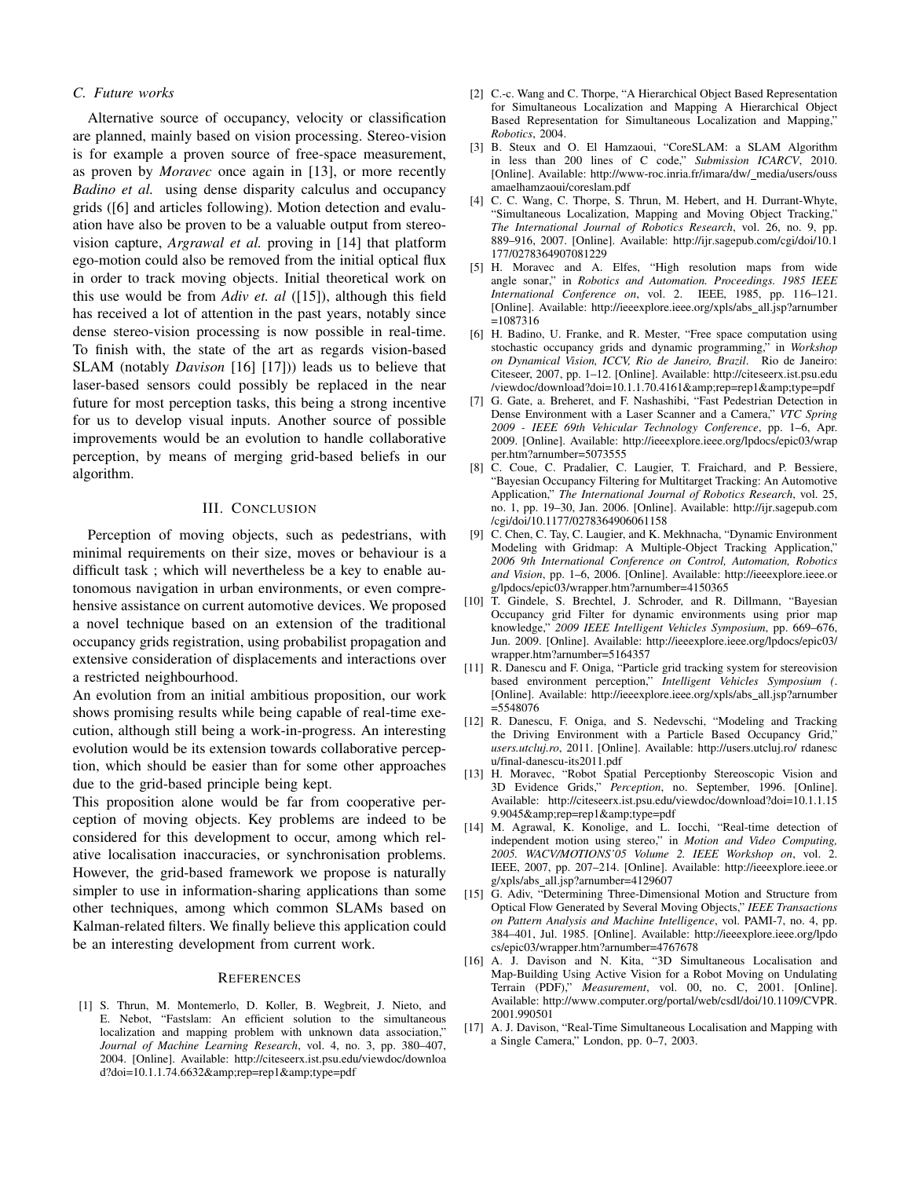### C. Future works

Alternative source of occupancy, velocity or classification are planned, mainly based on vision processing. Stereo-vision is for example a proven source of free-space measurement, as proven by *Moravec* once again in [13], or more recently *Badino et al.* using dense disparity calculus and occupancy grids ([6] and articles following). Motion detection and evaluation have also be proven to be a valuable output from stereo-vision capture, *Argrawal et al.* proving in [14] that platform ego-motion could also be removed from the initial optical flux in order to track moving objects. Initial theoretical work on this use would be from *Adiv et. al* ([15]), although this field has received a lot of attention in the past years, notably since dense stereo-vision processing is now possible in real-time. To finish with, the state of the art as regards vision-based SLAM (notably *Davison* [16] [17])) leads us to believe that laser-based sensors could possibly be replaced in the near future for most perception tasks, this being a strong incentive for us to develop visual inputs. Another source of possible improvements would be an evolution to handle collaborative perception, by means of merging grid-based beliefs in our algorithm.

## III. Conclusion

Perception of moving objects, such as pedestrians, with minimal requirements on their size, moves or behaviour is a difficult task ; which will nevertheless be a key to enable autonomous navigation in urban environments, or even comprehensive assistance on current automotive devices. We proposed a novel technique based on an extension of the traditional occupancy grids registration, using probabilist propagation and extensive consideration of displacements and interactions over a restricted neighbourhood.

An evolution from an initial ambitious proposition, our work shows promising results while being capable of real-time execution, although still being a work-in-progress. An interesting evolution would be its extension towards collaborative perception, which should be easier than for some other approaches due to the grid-based principle being kept.

This proposition alone would be far from cooperative perception of moving objects. Key problems are indeed to be considered for this development to occur, among which relative localisation inaccuracies, or synchronisation problems. However, the grid-based framework we propose is naturally simpler to use in information-sharing applications than some other techniques, among which common SLAMs based on Kalman-related filters. We finally believe this application could be an interesting development from current work.

## References

[1] S. Thrun, M. Montemerlo, D. Koller, B. Wegbreit, J. Nieto, and E. Nebot, "Fastslam: An efficient solution to the simultaneous localization and mapping problem with unknown data association," *Journal of Machine Learning Research*, vol. 4, no. 3, pp. 380–407, 2004. [Online]. Available: http://citeseerx.ist.psu.edu/viewdoc/download?doi=10.1.1.74.6632&amp;rep=rep1&amp;type=pdf

[2] C.-c. Wang and C. Thorpe, "A Hierarchical Object Based Representation for Simultaneous Localization and Mapping A Hierarchical Object Based Representation for Simultaneous Localization and Mapping," *Robotics*, 2004.

[3] B. Steux and O. El Hamzaoui, "CoreSLAM: a SLAM Algorithm in less than 200 lines of C code," *Submission ICARCV*, 2010. [Online]. Available: http://www-roc.inria.fr/imara/dw/_media/users/oussamaelhamzaoui/coreslam.pdf

[4] C. C. Wang, C. Thorpe, S. Thrun, M. Hebert, and H. Durrant-Whyte, "Simultaneous Localization, Mapping and Moving Object Tracking," *The International Journal of Robotics Research*, vol. 26, no. 9, pp. 889–916, 2007. [Online]. Available: http://ijr.sagepub.com/cgi/doi/10.1177/0278364907081229

[5] H. Moravec and A. Elfes, "High resolution maps from wide angle sonar," in *Robotics and Automation. Proceedings. 1985 IEEE International Conference on*, vol. 2. IEEE, 1985, pp. 116–121. [Online]. Available: http://ieeexplore.ieee.org/xpls/abs_all.jsp?arnumber=1087316

[6] H. Badino, U. Franke, and R. Mester, "Free space computation using stochastic occupancy grids and dynamic programming," in *Workshop on Dynamical Vision, ICCV, Rio de Janeiro, Brazil*. Rio de Janeiro: Citeseer, 2007, pp. 1–12. [Online]. Available: http://citeseerx.ist.psu.edu/viewdoc/download?doi=10.1.1.70.4161&amp;rep=rep1&amp;type=pdf

[7] G. Gate, a. Breheret, and F. Nashashibi, "Fast Pedestrian Detection in Dense Environment with a Laser Scanner and a Camera," *VTC Spring 2009 - IEEE 69th Vehicular Technology Conference*, pp. 1–6, Apr. 2009. [Online]. Available: http://ieeexplore.ieee.org/lpdocs/epic03/wrapper.htm?arnumber=5073555

[8] C. Coue, C. Pradalier, C. Laugier, T. Fraichard, and P. Bessiere, "Bayesian Occupancy Filtering for Multitarget Tracking: An Automotive Application," *The International Journal of Robotics Research*, vol. 25, no. 1, pp. 19–30, Jan. 2006. [Online]. Available: http://ijr.sagepub.com/cgi/doi/10.1177/0278364906061158

[9] C. Chen, C. Tay, C. Laugier, and K. Mekhnacha, "Dynamic Environment Modeling with Gridmap: A Multiple-Object Tracking Application," *2006 9th International Conference on Control, Automation, Robotics and Vision*, pp. 1–6, 2006. [Online]. Available: http://ieeexplore.ieee.org/lpdocs/epic03/wrapper.htm?arnumber=4150365

[10] T. Gindele, S. Brechtel, J. Schroder, and R. Dillmann, "Bayesian Occupancy grid Filter for dynamic environments using prior map knowledge," *2009 IEEE Intelligent Vehicles Symposium*, pp. 669–676, Jun. 2009. [Online]. Available: http://ieeexplore.ieee.org/lpdocs/epic03/wrapper.htm?arnumber=5164357

[11] R. Danescu and F. Oniga, "Particle grid tracking system for stereovision based environment perception," *Intelligent Vehicles Symposium (*. [Online]. Available: http://ieeexplore.ieee.org/xpls/abs_all.jsp?arnumber=5548076

[12] R. Danescu, F. Oniga, and S. Nedevschi, "Modeling and Tracking the Driving Environment with a Particle Based Occupancy Grid," *users.utcluj.ro*, 2011. [Online]. Available: http://users.utcluj.ro/ rdanescu/final-danescu-its2011.pdf

[13] H. Moravec, "Robot Spatial Perceptionby Stereoscopic Vision and 3D Evidence Grids," *Perception*, no. September, 1996. [Online]. Available: http://citeseerx.ist.psu.edu/viewdoc/download?doi=10.1.1.159.9045&amp;rep=rep1&amp;type=pdf

[14] M. Agrawal, K. Konolige, and L. Iocchi, "Real-time detection of independent motion using stereo," in *Motion and Video Computing, 2005. WACV/MOTIONS'05 Volume 2. IEEE Workshop on*, vol. 2. IEEE, 2007, pp. 207–214. [Online]. Available: http://ieeexplore.ieee.org/xpls/abs_all.jsp?arnumber=4129607

[15] G. Adiv, "Determining Three-Dimensional Motion and Structure from Optical Flow Generated by Several Moving Objects," *IEEE Transactions on Pattern Analysis and Machine Intelligence*, vol. PAMI-7, no. 4, pp. 384–401, Jul. 1985. [Online]. Available: http://ieeexplore.ieee.org/lpdocs/epic03/wrapper.htm?arnumber=4767678

[16] A. J. Davison and N. Kita, "3D Simultaneous Localisation and Map-Building Using Active Vision for a Robot Moving on Undulating Terrain (PDF)," *Measurement*, vol. 00, no. C, 2001. [Online]. Available: http://www.computer.org/portal/web/csdl/doi/10.1109/CVPR.2001.990501

[17] A. J. Davison, "Real-Time Simultaneous Localisation and Mapping with a Single Camera," London, pp. 0–7, 2003.